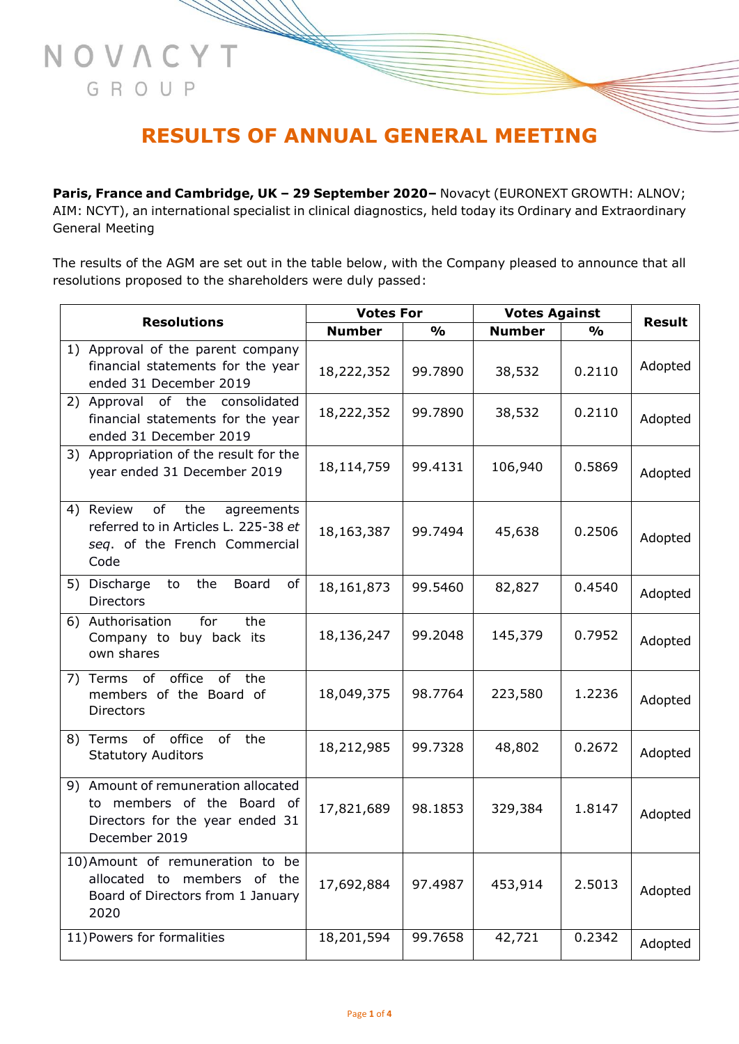NOVACYT GROUP

# RESULTS OF ANNUAL GENERAL MEETING

**Paris, France and Cambridge, UK – 29 September 2020–** Novacyt (EURONEXT GROWTH: ALNOV; AIM: NCYT), an international specialist in clinical diagnostics, held today its Ordinary and Extraordinary General Meeting

The results of the AGM are set out in the table below, with the Company pleased to announce that all resolutions proposed to the shareholders were duly passed:

| Resolutions | Votes For | | Votes Against | | Result |
|---|---|---|---|---|---|
| | Number | % | Number | % | |
| 1) Approval of the parent company financial statements for the year ended 31 December 2019 | 18,222,352 | 99.7890 | 38,532 | 0.2110 | Adopted |
| 2) Approval of the consolidated financial statements for the year ended 31 December 2019 | 18,222,352 | 99.7890 | 38,532 | 0.2110 | Adopted |
| 3) Appropriation of the result for the year ended 31 December 2019 | 18,114,759 | 99.4131 | 106,940 | 0.5869 | Adopted |
| 4) Review of the agreements referred to in Articles L. 225-38 *et seq*. of the French Commercial Code | 18,163,387 | 99.7494 | 45,638 | 0.2506 | Adopted |
| 5) Discharge to the Board of Directors | 18,161,873 | 99.5460 | 82,827 | 0.4540 | Adopted |
| 6) Authorisation for the Company to buy back its own shares | 18,136,247 | 99.2048 | 145,379 | 0.7952 | Adopted |
| 7) Terms of office of the members of the Board of Directors | 18,049,375 | 98.7764 | 223,580 | 1.2236 | Adopted |
| 8) Terms of office of the Statutory Auditors | 18,212,985 | 99.7328 | 48,802 | 0.2672 | Adopted |
| 9) Amount of remuneration allocated to members of the Board of Directors for the year ended 31 December 2019 | 17,821,689 | 98.1853 | 329,384 | 1.8147 | Adopted |
| 10) Amount of remuneration to be allocated to members of the Board of Directors from 1 January 2020 | 17,692,884 | 97.4987 | 453,914 | 2.5013 | Adopted |
| 11) Powers for formalities | 18,201,594 | 99.7658 | 42,721 | 0.2342 | Adopted |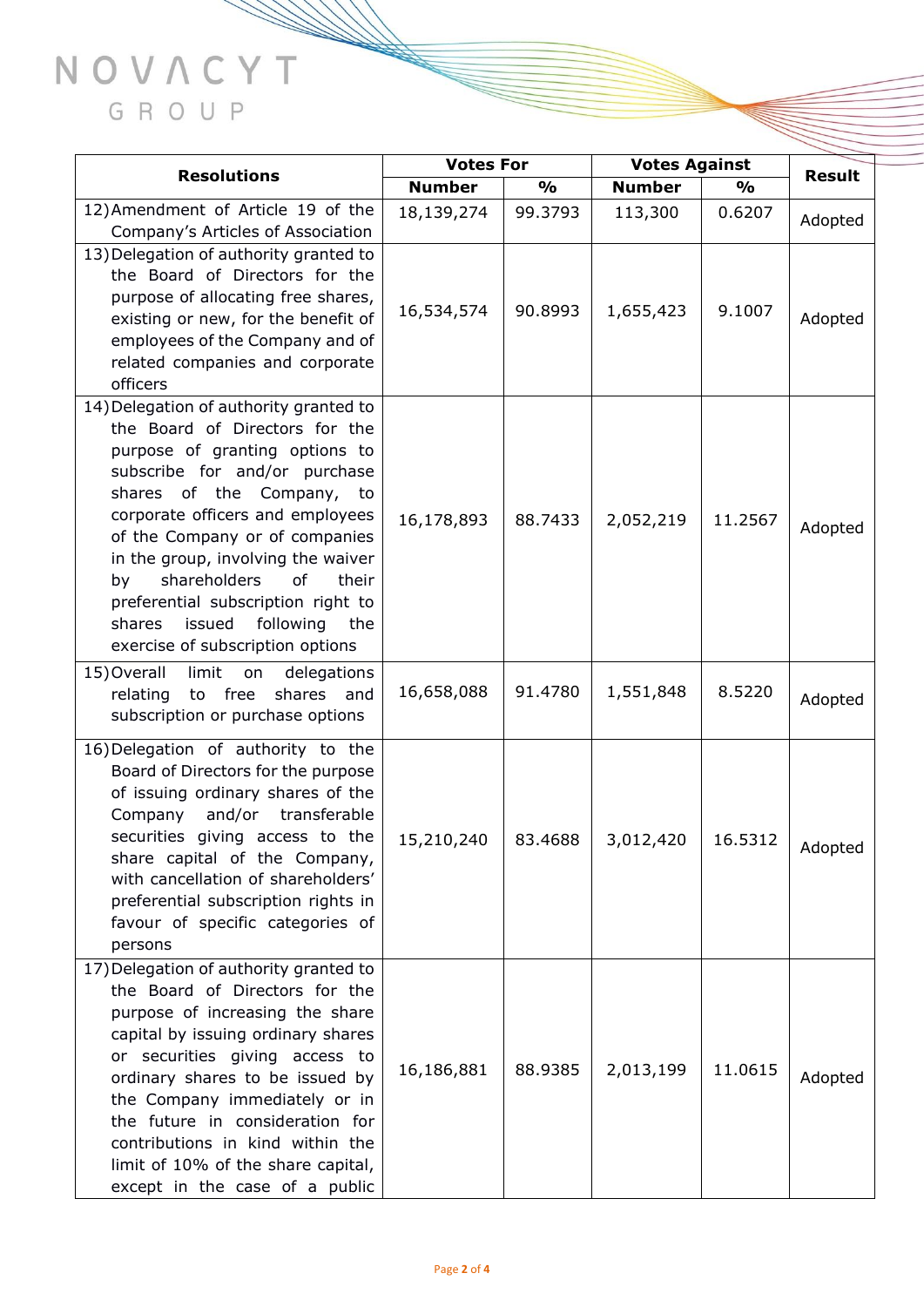| Resolutions | Votes For | | Votes Against | | Result |
|---|---|---|---|---|---|
| | Number | % | Number | % | |
| 12) Amendment of Article 19 of the Company's Articles of Association | 18,139,274 | 99.3793 | 113,300 | 0.6207 | Adopted |
| 13) Delegation of authority granted to the Board of Directors for the purpose of allocating free shares, existing or new, for the benefit of employees of the Company and of related companies and corporate officers | 16,534,574 | 90.8993 | 1,655,423 | 9.1007 | Adopted |
| 14) Delegation of authority granted to the Board of Directors for the purpose of granting options to subscribe for and/or purchase shares of the Company, to corporate officers and employees of the Company or of companies in the group, involving the waiver by shareholders of their preferential subscription right to shares issued following the exercise of subscription options | 16,178,893 | 88.7433 | 2,052,219 | 11.2567 | Adopted |
| 15) Overall limit on delegations relating to free shares and subscription or purchase options | 16,658,088 | 91.4780 | 1,551,848 | 8.5220 | Adopted |
| 16) Delegation of authority to the Board of Directors for the purpose of issuing ordinary shares of the Company and/or transferable securities giving access to the share capital of the Company, with cancellation of shareholders' preferential subscription rights in favour of specific categories of persons | 15,210,240 | 83.4688 | 3,012,420 | 16.5312 | Adopted |
| 17) Delegation of authority granted to the Board of Directors for the purpose of increasing the share capital by issuing ordinary shares or securities giving access to ordinary shares to be issued by the Company immediately or in the future in consideration for contributions in kind within the limit of 10% of the share capital, except in the case of a public | 16,186,881 | 88.9385 | 2,013,199 | 11.0615 | Adopted |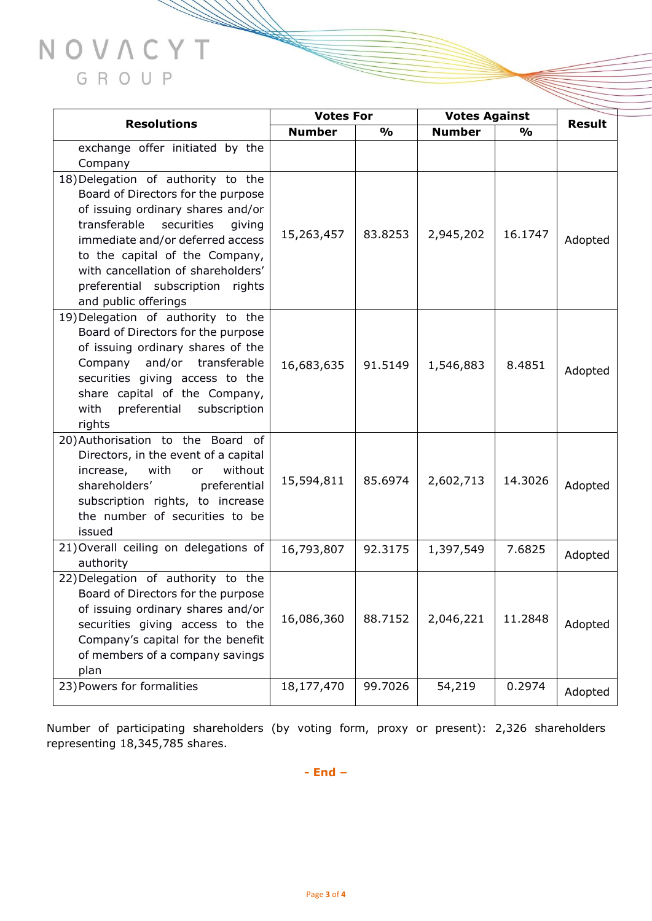| Resolutions | Votes For | | Votes Against | | Result |
|---|---|---|---|---|---|
| | Number | % | Number | % | |
| exchange offer initiated by the Company | | | | | |
| 18) Delegation of authority to the Board of Directors for the purpose of issuing ordinary shares and/or transferable securities giving immediate and/or deferred access to the capital of the Company, with cancellation of shareholders' preferential subscription rights and public offerings | 15,263,457 | 83.8253 | 2,945,202 | 16.1747 | Adopted |
| 19) Delegation of authority to the Board of Directors for the purpose of issuing ordinary shares of the Company and/or transferable securities giving access to the share capital of the Company, with preferential subscription rights | 16,683,635 | 91.5149 | 1,546,883 | 8.4851 | Adopted |
| 20) Authorisation to the Board of Directors, in the event of a capital increase, with or without shareholders' preferential subscription rights, to increase the number of securities to be issued | 15,594,811 | 85.6974 | 2,602,713 | 14.3026 | Adopted |
| 21) Overall ceiling on delegations of authority | 16,793,807 | 92.3175 | 1,397,549 | 7.6825 | Adopted |
| 22) Delegation of authority to the Board of Directors for the purpose of issuing ordinary shares and/or securities giving access to the Company's capital for the benefit of members of a company savings plan | 16,086,360 | 88.7152 | 2,046,221 | 11.2848 | Adopted |
| 23) Powers for formalities | 18,177,470 | 99.7026 | 54,219 | 0.2974 | Adopted |

Number of participating shareholders (by voting form, proxy or present): 2,326 shareholders representing 18,345,785 shares.

**- End –**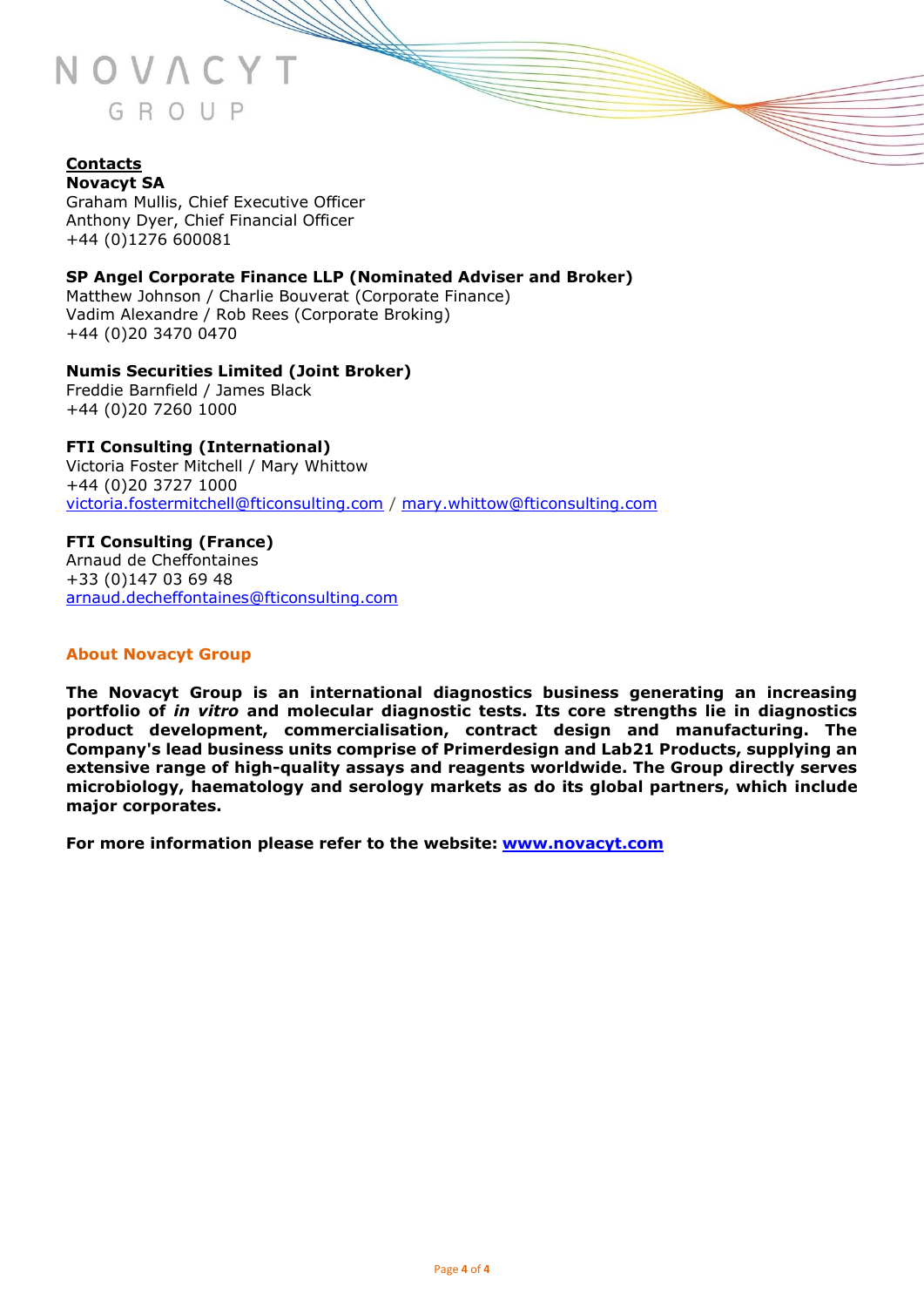**Contacts**

**Novacyt SA**
Graham Mullis, Chief Executive Officer
Anthony Dyer, Chief Financial Officer
+44 (0)1276 600081

**SP Angel Corporate Finance LLP (Nominated Adviser and Broker)**
Matthew Johnson / Charlie Bouverat (Corporate Finance)
Vadim Alexandre / Rob Rees (Corporate Broking)
+44 (0)20 3470 0470

**Numis Securities Limited (Joint Broker)**
Freddie Barnfield / James Black
+44 (0)20 7260 1000

**FTI Consulting (International)**
Victoria Foster Mitchell / Mary Whittow
+44 (0)20 3727 1000
victoria.fostermitchell@fticonsulting.com / mary.whittow@fticonsulting.com

**FTI Consulting (France)**
Arnaud de Cheffontaines
+33 (0)147 03 69 48
arnaud.decheffontaines@fticonsulting.com

## About Novacyt Group

**The Novacyt Group is an international diagnostics business generating an increasing portfolio of *in vitro* and molecular diagnostic tests. Its core strengths lie in diagnostics product development, commercialisation, contract design and manufacturing. The Company's lead business units comprise of Primerdesign and Lab21 Products, supplying an extensive range of high-quality assays and reagents worldwide. The Group directly serves microbiology, haematology and serology markets as do its global partners, which include major corporates.**

**For more information please refer to the website: www.novacyt.com**